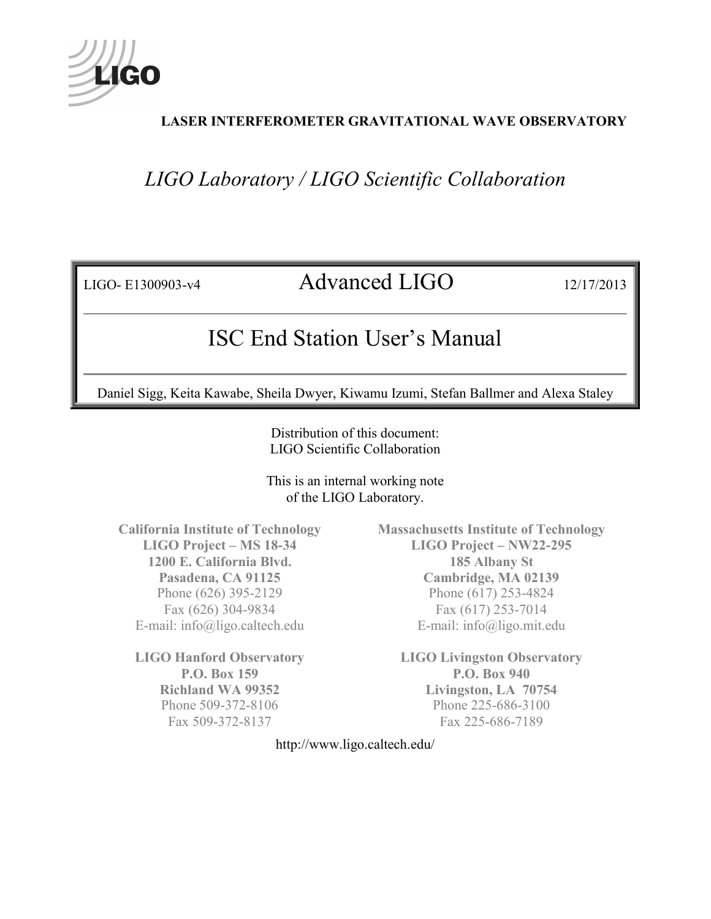**LASER INTERFEROMETER GRAVITATIONAL WAVE OBSERVATORY**

*LIGO Laboratory / LIGO Scientific Collaboration*

LIGO- E1300903-v4 | Advanced LIGO | 12/17/2013

# ISC End Station User's Manual

Daniel Sigg, Keita Kawabe, Sheila Dwyer, Kiwamu Izumi, Stefan Ballmer and Alexa Staley

Distribution of this document:
LIGO Scientific Collaboration

This is an internal working note
of the LIGO Laboratory.

**California Institute of Technology**
**LIGO Project – MS 18-34**
**1200 E. California Blvd.**
**Pasadena, CA 91125**
Phone (626) 395-2129
Fax (626) 304-9834
E-mail: info@ligo.caltech.edu

**Massachusetts Institute of Technology**
**LIGO Project – NW22-295**
**185 Albany St**
**Cambridge, MA 02139**
Phone (617) 253-4824
Fax (617) 253-7014
E-mail: info@ligo.mit.edu

**LIGO Hanford Observatory**
**P.O. Box 159**
**Richland WA 99352**
Phone 509-372-8106
Fax 509-372-8137

**LIGO Livingston Observatory**
**P.O. Box 940**
**Livingston, LA 70754**
Phone 225-686-3100
Fax 225-686-7189

http://www.ligo.caltech.edu/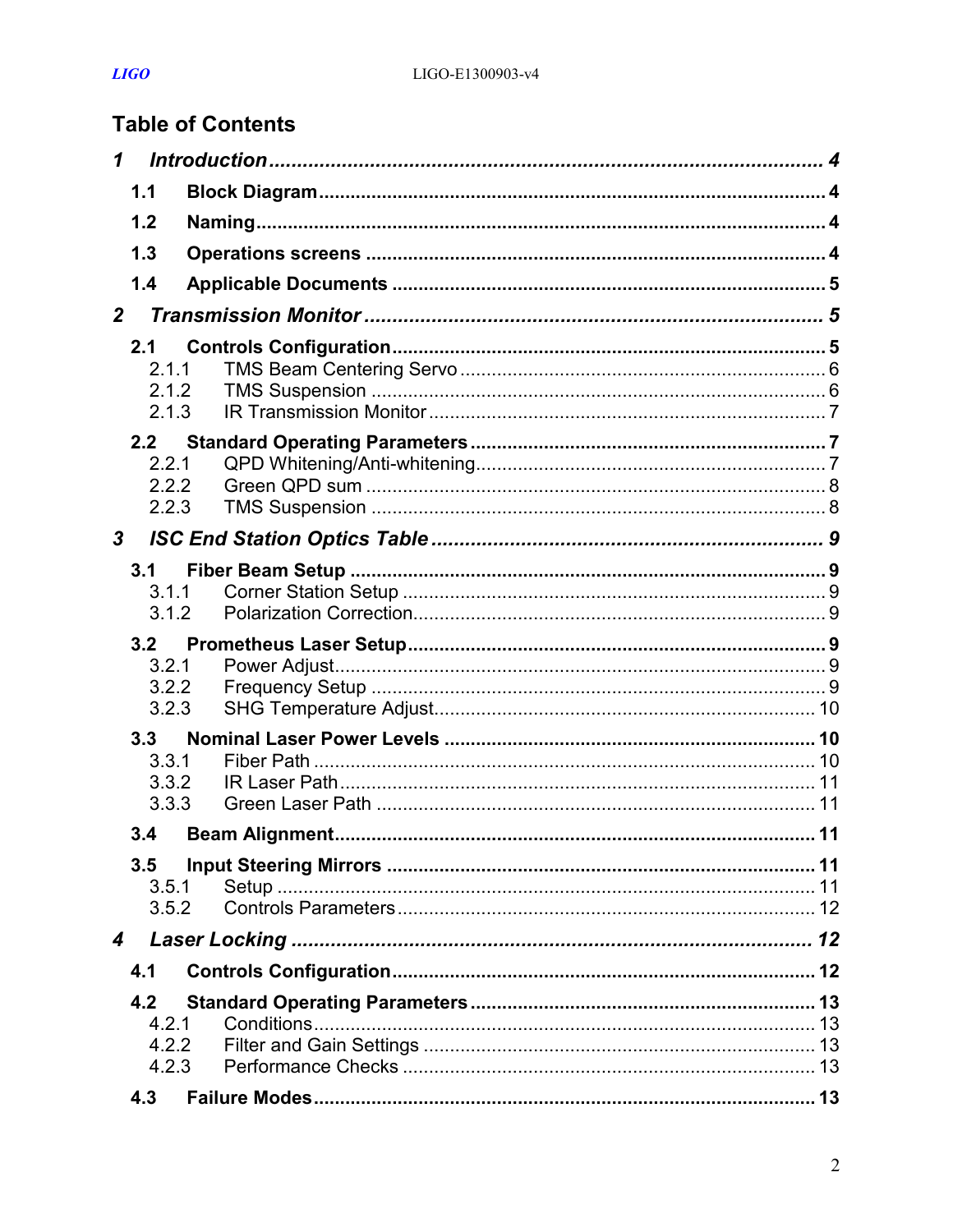# Table of Contents

- *1 Introduction* ... 4
  - 1.1 Block Diagram ... 4
  - 1.2 Naming ... 4
  - 1.3 Operations screens ... 4
  - 1.4 Applicable Documents ... 5
- *2 Transmission Monitor* ... 5
  - 2.1 Controls Configuration ... 5
    - 2.1.1 TMS Beam Centering Servo ... 6
    - 2.1.2 TMS Suspension ... 6
    - 2.1.3 IR Transmission Monitor ... 7
  - 2.2 Standard Operating Parameters ... 7
    - 2.2.1 QPD Whitening/Anti-whitening ... 7
    - 2.2.2 Green QPD sum ... 8
    - 2.2.3 TMS Suspension ... 8
- *3 ISC End Station Optics Table* ... 9
  - 3.1 Fiber Beam Setup ... 9
    - 3.1.1 Corner Station Setup ... 9
    - 3.1.2 Polarization Correction ... 9
  - 3.2 Prometheus Laser Setup ... 9
    - 3.2.1 Power Adjust ... 9
    - 3.2.2 Frequency Setup ... 9
    - 3.2.3 SHG Temperature Adjust ... 10
  - 3.3 Nominal Laser Power Levels ... 10
    - 3.3.1 Fiber Path ... 10
    - 3.3.2 IR Laser Path ... 11
    - 3.3.3 Green Laser Path ... 11
  - 3.4 Beam Alignment ... 11
  - 3.5 Input Steering Mirrors ... 11
    - 3.5.1 Setup ... 11
    - 3.5.2 Controls Parameters ... 12
- *4 Laser Locking* ... 12
  - 4.1 Controls Configuration ... 12
  - 4.2 Standard Operating Parameters ... 13
    - 4.2.1 Conditions ... 13
    - 4.2.2 Filter and Gain Settings ... 13
    - 4.2.3 Performance Checks ... 13
  - 4.3 Failure Modes ... 13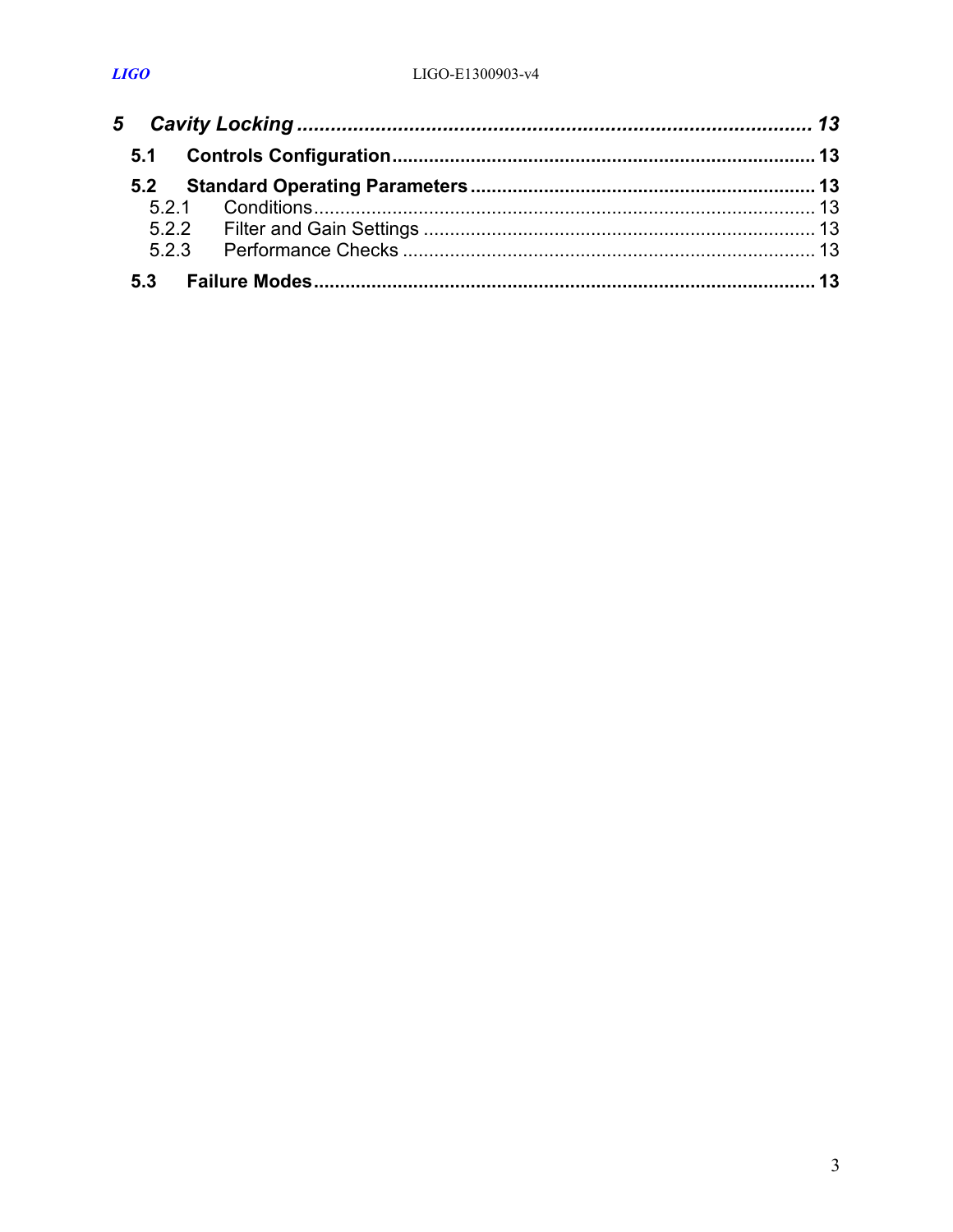**5 Cavity Locking ........................................................................................ 13**

- **5.1 Controls Configuration ............................................................................... 13**
- **5.2 Standard Operating Parameters ................................................................. 13**
  - 5.2.1 Conditions ............................................................................................. 13
  - 5.2.2 Filter and Gain Settings ......................................................................... 13
  - 5.2.3 Performance Checks ............................................................................. 13
- **5.3 Failure Modes .............................................................................................. 13**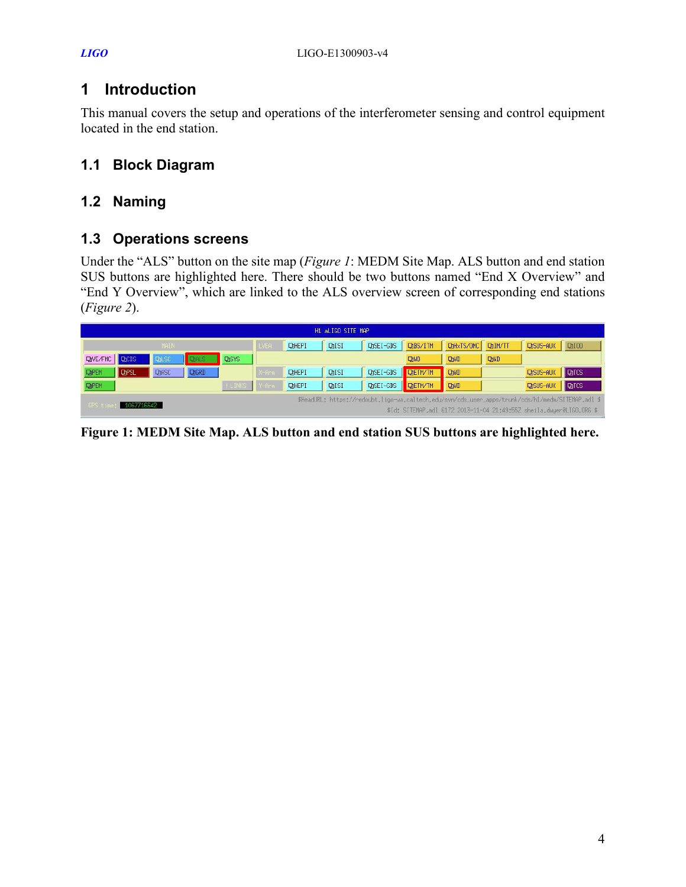# 1 Introduction

This manual covers the setup and operations of the interferometer sensing and control equipment located in the end station.

## 1.1 Block Diagram

## 1.2 Naming

## 1.3 Operations screens

Under the "ALS" button on the site map (*Figure 1*: MEDM Site Map. ALS button and end station SUS buttons are highlighted here. There should be two buttons named "End X Overview" and "End Y Overview", which are linked to the ALS overview screen of corresponding end stations (*Figure 2*).

**Figure 1: MEDM Site Map. ALS button and end station SUS buttons are highlighted here.**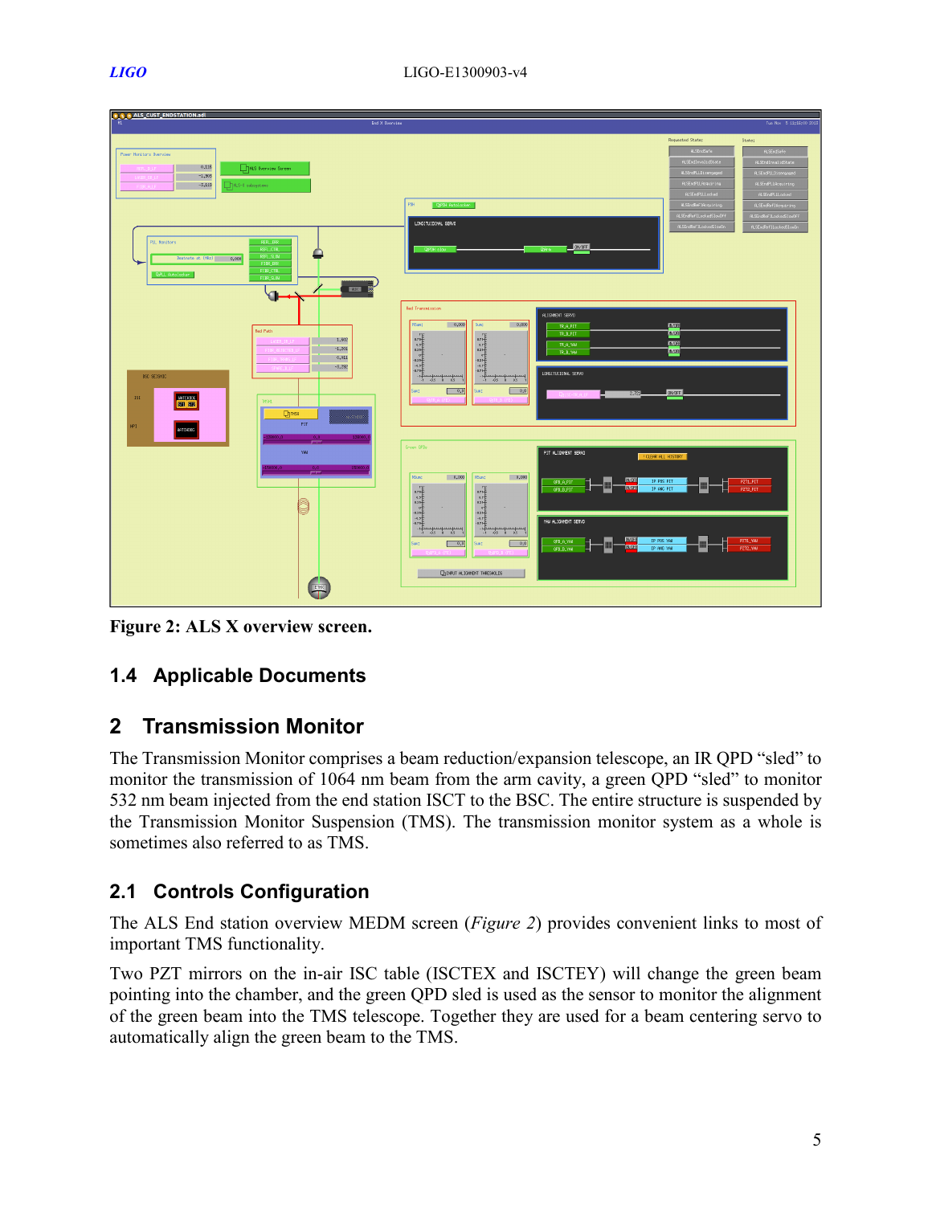**Figure 2: ALS X overview screen.**

## 1.4 Applicable Documents

# 2 Transmission Monitor

The Transmission Monitor comprises a beam reduction/expansion telescope, an IR QPD "sled" to monitor the transmission of 1064 nm beam from the arm cavity, a green QPD "sled" to monitor 532 nm beam injected from the end station ISCT to the BSC. The entire structure is suspended by the Transmission Monitor Suspension (TMS). The transmission monitor system as a whole is sometimes also referred to as TMS.

## 2.1 Controls Configuration

The ALS End station overview MEDM screen (*Figure 2*) provides convenient links to most of important TMS functionality.

Two PZT mirrors on the in-air ISC table (ISCTEX and ISCTEY) will change the green beam pointing into the chamber, and the green QPD sled is used as the sensor to monitor the alignment of the green beam into the TMS telescope. Together they are used for a beam centering servo to automatically align the green beam to the TMS.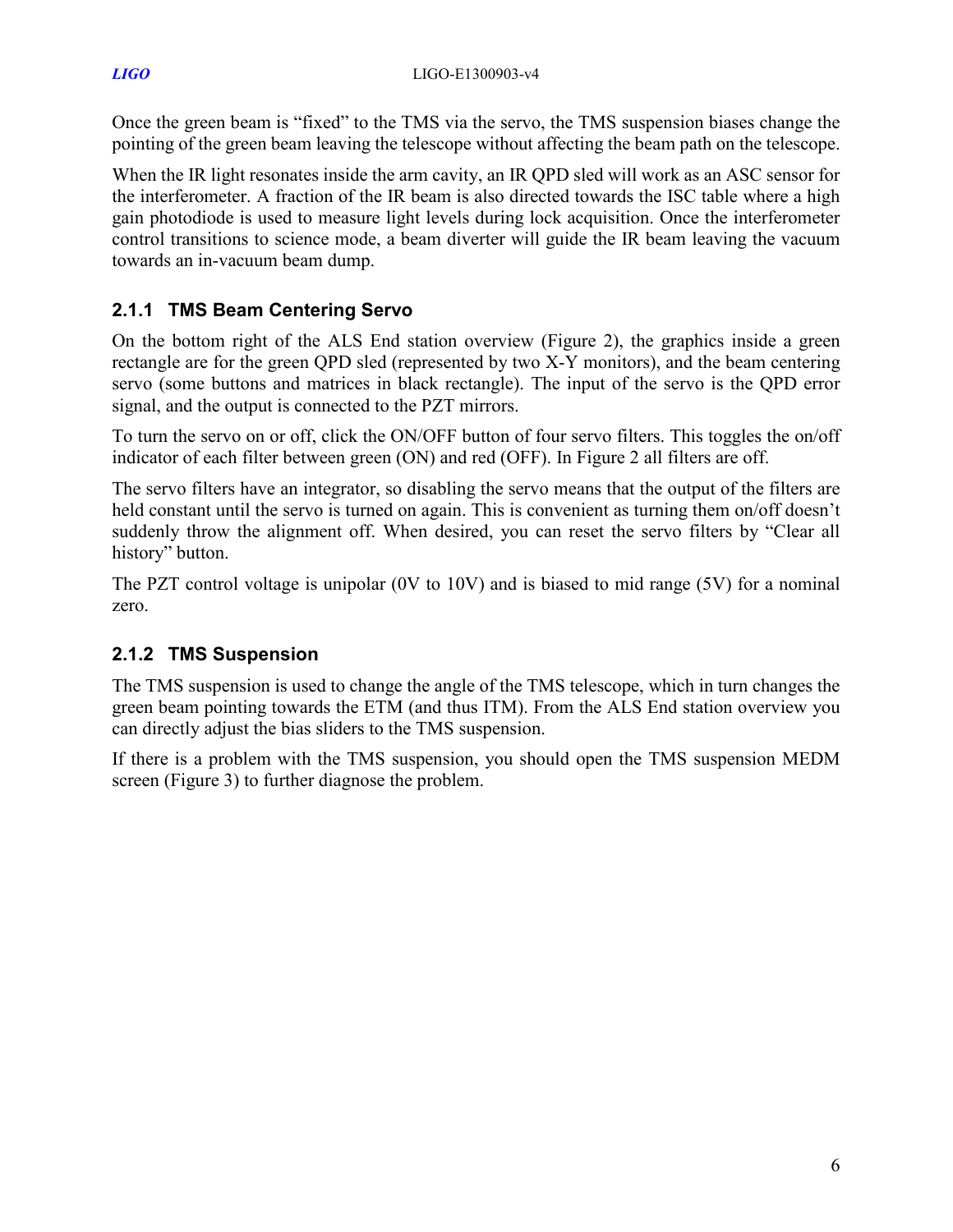Once the green beam is “fixed” to the TMS via the servo, the TMS suspension biases change the pointing of the green beam leaving the telescope without affecting the beam path on the telescope.

When the IR light resonates inside the arm cavity, an IR QPD sled will work as an ASC sensor for the interferometer. A fraction of the IR beam is also directed towards the ISC table where a high gain photodiode is used to measure light levels during lock acquisition. Once the interferometer control transitions to science mode, a beam diverter will guide the IR beam leaving the vacuum towards an in-vacuum beam dump.

### 2.1.1 TMS Beam Centering Servo

On the bottom right of the ALS End station overview (Figure 2), the graphics inside a green rectangle are for the green QPD sled (represented by two X-Y monitors), and the beam centering servo (some buttons and matrices in black rectangle). The input of the servo is the QPD error signal, and the output is connected to the PZT mirrors.

To turn the servo on or off, click the ON/OFF button of four servo filters. This toggles the on/off indicator of each filter between green (ON) and red (OFF). In Figure 2 all filters are off.

The servo filters have an integrator, so disabling the servo means that the output of the filters are held constant until the servo is turned on again. This is convenient as turning them on/off doesn’t suddenly throw the alignment off. When desired, you can reset the servo filters by “Clear all history” button.

The PZT control voltage is unipolar (0V to 10V) and is biased to mid range (5V) for a nominal zero.

### 2.1.2 TMS Suspension

The TMS suspension is used to change the angle of the TMS telescope, which in turn changes the green beam pointing towards the ETM (and thus ITM). From the ALS End station overview you can directly adjust the bias sliders to the TMS suspension.

If there is a problem with the TMS suspension, you should open the TMS suspension MEDM screen (Figure 3) to further diagnose the problem.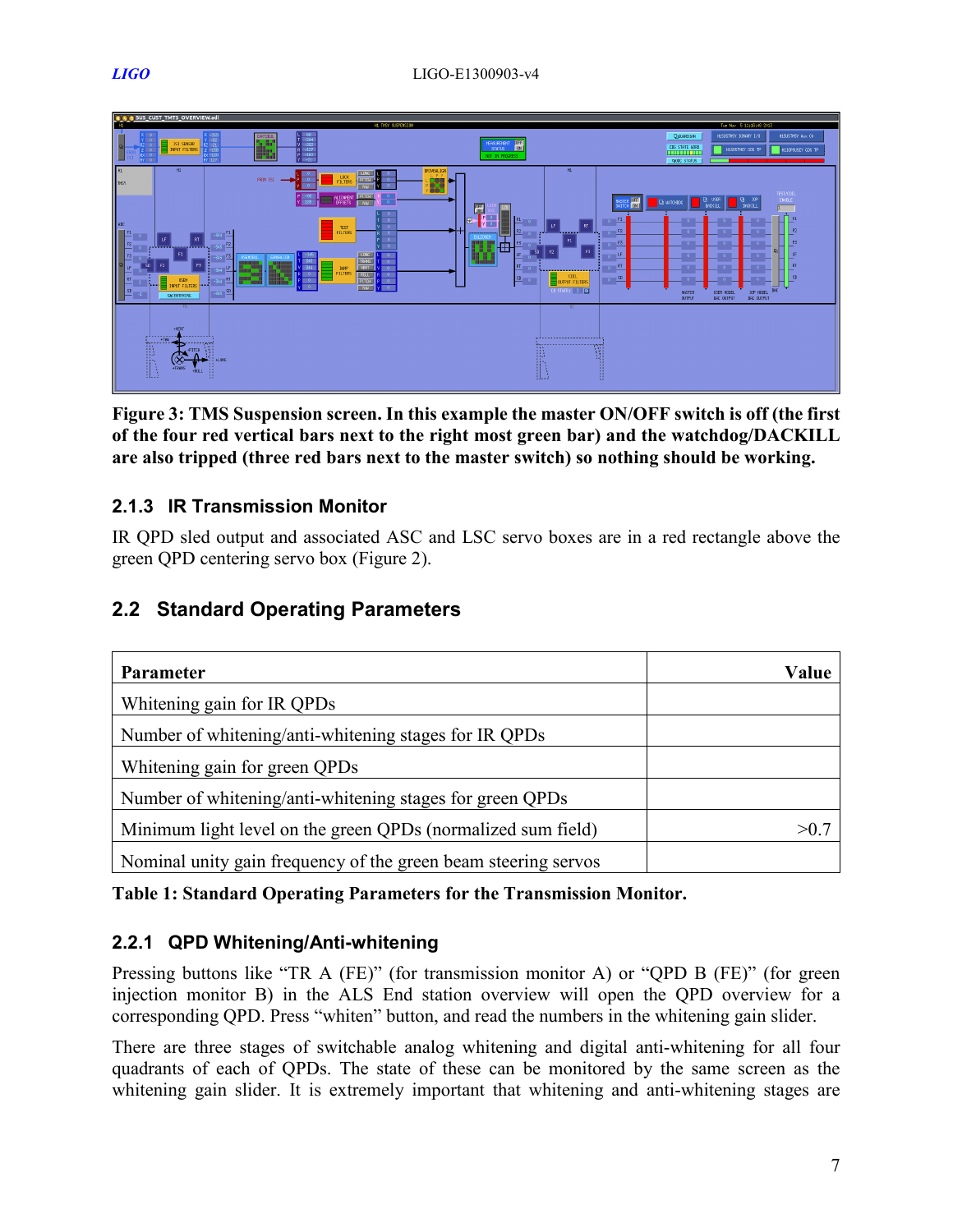**Figure 3: TMS Suspension screen. In this example the master ON/OFF switch is off (the first of the four red vertical bars next to the right most green bar) and the watchdog/DACKILL are also tripped (three red bars next to the master switch) so nothing should be working.**

### 2.1.3 IR Transmission Monitor

IR QPD sled output and associated ASC and LSC servo boxes are in a red rectangle above the green QPD centering servo box (Figure 2).

## 2.2 Standard Operating Parameters

| Parameter | Value |
|---|---|
| Whitening gain for IR QPDs | |
| Number of whitening/anti-whitening stages for IR QPDs | |
| Whitening gain for green QPDs | |
| Number of whitening/anti-whitening stages for green QPDs | |
| Minimum light level on the green QPDs (normalized sum field) | >0.7 |
| Nominal unity gain frequency of the green beam steering servos | |

**Table 1: Standard Operating Parameters for the Transmission Monitor.**

### 2.2.1 QPD Whitening/Anti-whitening

Pressing buttons like "TR A (FE)" (for transmission monitor A) or "QPD B (FE)" (for green injection monitor B) in the ALS End station overview will open the QPD overview for a corresponding QPD. Press "whiten" button, and read the numbers in the whitening gain slider.

There are three stages of switchable analog whitening and digital anti-whitening for all four quadrants of each of QPDs. The state of these can be monitored by the same screen as the whitening gain slider. It is extremely important that whitening and anti-whitening stages are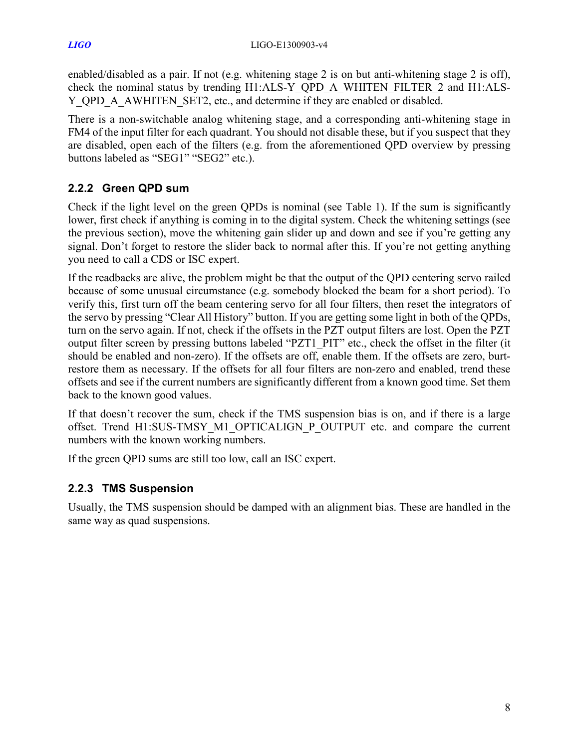enabled/disabled as a pair. If not (e.g. whitening stage 2 is on but anti-whitening stage 2 is off), check the nominal status by trending H1:ALS-Y_QPD_A_WHITEN_FILTER_2 and H1:ALS-Y_QPD_A_AWHITEN_SET2, etc., and determine if they are enabled or disabled.

There is a non-switchable analog whitening stage, and a corresponding anti-whitening stage in FM4 of the input filter for each quadrant. You should not disable these, but if you suspect that they are disabled, open each of the filters (e.g. from the aforementioned QPD overview by pressing buttons labeled as "SEG1" "SEG2" etc.).

### 2.2.2 Green QPD sum

Check if the light level on the green QPDs is nominal (see Table 1). If the sum is significantly lower, first check if anything is coming in to the digital system. Check the whitening settings (see the previous section), move the whitening gain slider up and down and see if you're getting any signal. Don't forget to restore the slider back to normal after this. If you're not getting anything you need to call a CDS or ISC expert.

If the readbacks are alive, the problem might be that the output of the QPD centering servo railed because of some unusual circumstance (e.g. somebody blocked the beam for a short period). To verify this, first turn off the beam centering servo for all four filters, then reset the integrators of the servo by pressing "Clear All History" button. If you are getting some light in both of the QPDs, turn on the servo again. If not, check if the offsets in the PZT output filters are lost. Open the PZT output filter screen by pressing buttons labeled "PZT1_PIT" etc., check the offset in the filter (it should be enabled and non-zero). If the offsets are off, enable them. If the offsets are zero, burt-restore them as necessary. If the offsets for all four filters are non-zero and enabled, trend these offsets and see if the current numbers are significantly different from a known good time. Set them back to the known good values.

If that doesn't recover the sum, check if the TMS suspension bias is on, and if there is a large offset. Trend H1:SUS-TMSY_M1_OPTICALIGN_P_OUTPUT etc. and compare the current numbers with the known working numbers.

If the green QPD sums are still too low, call an ISC expert.

### 2.2.3 TMS Suspension

Usually, the TMS suspension should be damped with an alignment bias. These are handled in the same way as quad suspensions.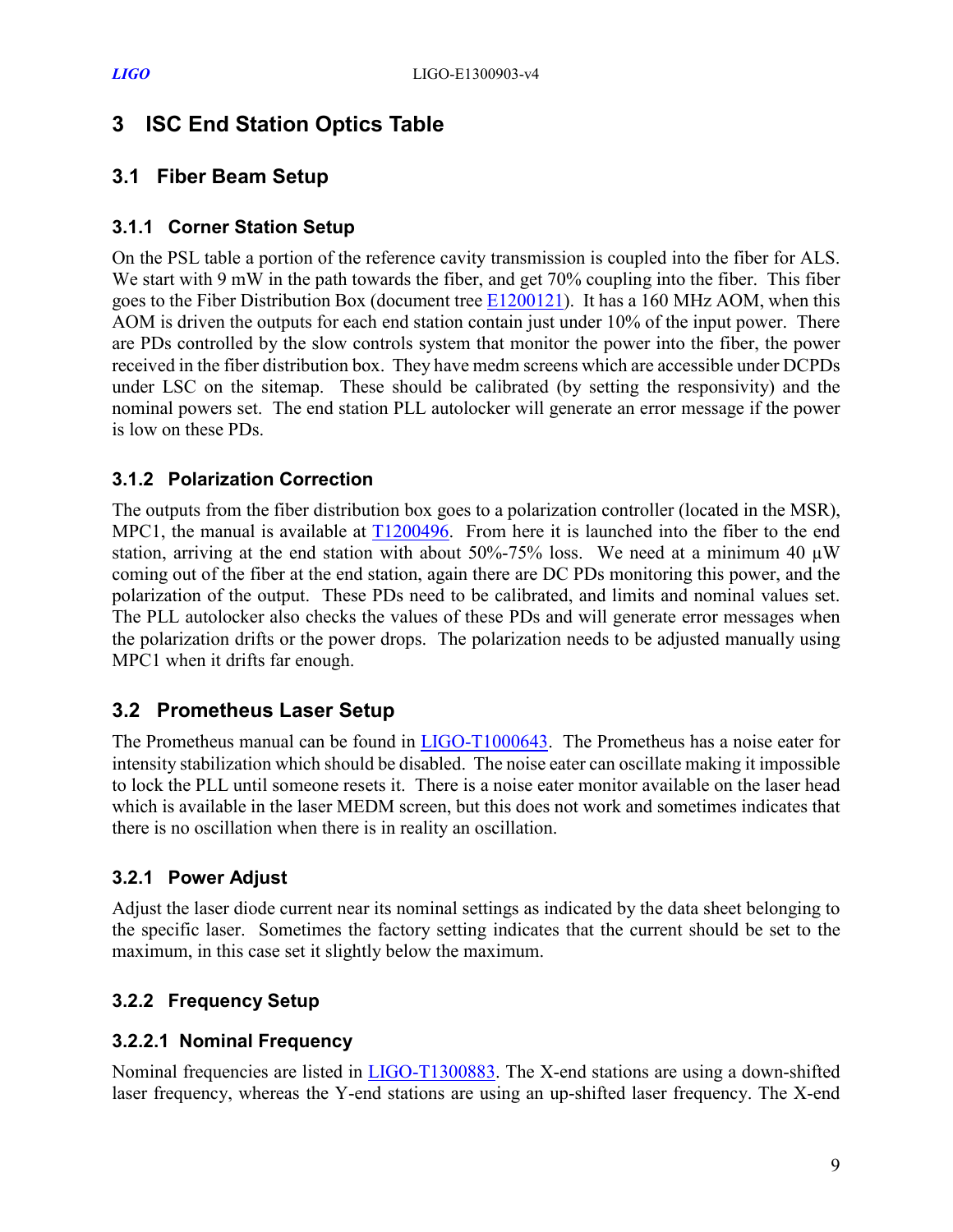# 3 ISC End Station Optics Table

## 3.1 Fiber Beam Setup

### 3.1.1 Corner Station Setup

On the PSL table a portion of the reference cavity transmission is coupled into the fiber for ALS. We start with 9 mW in the path towards the fiber, and get 70% coupling into the fiber. This fiber goes to the Fiber Distribution Box (document tree E1200121). It has a 160 MHz AOM, when this AOM is driven the outputs for each end station contain just under 10% of the input power. There are PDs controlled by the slow controls system that monitor the power into the fiber, the power received in the fiber distribution box. They have medm screens which are accessible under DCPDs under LSC on the sitemap. These should be calibrated (by setting the responsivity) and the nominal powers set. The end station PLL autolocker will generate an error message if the power is low on these PDs.

### 3.1.2 Polarization Correction

The outputs from the fiber distribution box goes to a polarization controller (located in the MSR), MPC1, the manual is available at T1200496. From here it is launched into the fiber to the end station, arriving at the end station with about 50%-75% loss. We need at a minimum 40 μW coming out of the fiber at the end station, again there are DC PDs monitoring this power, and the polarization of the output. These PDs need to be calibrated, and limits and nominal values set. The PLL autolocker also checks the values of these PDs and will generate error messages when the polarization drifts or the power drops. The polarization needs to be adjusted manually using MPC1 when it drifts far enough.

## 3.2 Prometheus Laser Setup

The Prometheus manual can be found in LIGO-T1000643. The Prometheus has a noise eater for intensity stabilization which should be disabled. The noise eater can oscillate making it impossible to lock the PLL until someone resets it. There is a noise eater monitor available on the laser head which is available in the laser MEDM screen, but this does not work and sometimes indicates that there is no oscillation when there is in reality an oscillation.

### 3.2.1 Power Adjust

Adjust the laser diode current near its nominal settings as indicated by the data sheet belonging to the specific laser. Sometimes the factory setting indicates that the current should be set to the maximum, in this case set it slightly below the maximum.

### 3.2.2 Frequency Setup

#### 3.2.2.1 Nominal Frequency

Nominal frequencies are listed in LIGO-T1300883. The X-end stations are using a down-shifted laser frequency, whereas the Y-end stations are using an up-shifted laser frequency. The X-end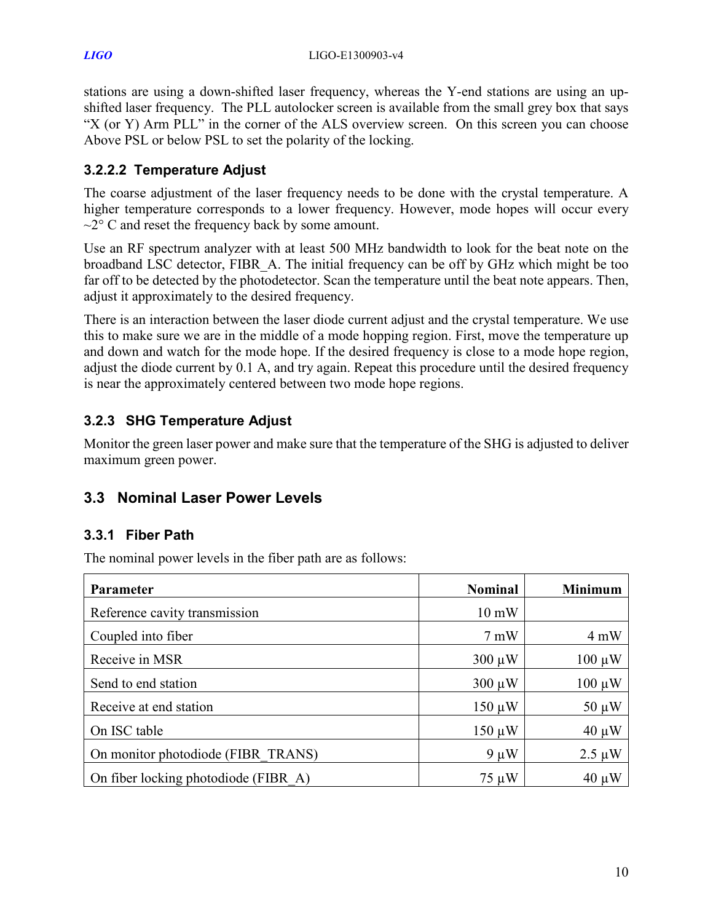stations are using a down-shifted laser frequency, whereas the Y-end stations are using an up-shifted laser frequency. The PLL autolocker screen is available from the small grey box that says "X (or Y) Arm PLL" in the corner of the ALS overview screen. On this screen you can choose Above PSL or below PSL to set the polarity of the locking.

#### 3.2.2.2 Temperature Adjust

The coarse adjustment of the laser frequency needs to be done with the crystal temperature. A higher temperature corresponds to a lower frequency. However, mode hopes will occur every ~2° C and reset the frequency back by some amount.

Use an RF spectrum analyzer with at least 500 MHz bandwidth to look for the beat note on the broadband LSC detector, FIBR_A. The initial frequency can be off by GHz which might be too far off to be detected by the photodetector. Scan the temperature until the beat note appears. Then, adjust it approximately to the desired frequency.

There is an interaction between the laser diode current adjust and the crystal temperature. We use this to make sure we are in the middle of a mode hopping region. First, move the temperature up and down and watch for the mode hope. If the desired frequency is close to a mode hope region, adjust the diode current by 0.1 A, and try again. Repeat this procedure until the desired frequency is near the approximately centered between two mode hope regions.

### 3.2.3 SHG Temperature Adjust

Monitor the green laser power and make sure that the temperature of the SHG is adjusted to deliver maximum green power.

## 3.3 Nominal Laser Power Levels

### 3.3.1 Fiber Path

The nominal power levels in the fiber path are as follows:

| Parameter | Nominal | Minimum |
|---|---:|---:|
| Reference cavity transmission | 10 mW | |
| Coupled into fiber | 7 mW | 4 mW |
| Receive in MSR | 300 μW | 100 μW |
| Send to end station | 300 μW | 100 μW |
| Receive at end station | 150 μW | 50 μW |
| On ISC table | 150 μW | 40 μW |
| On monitor photodiode (FIBR_TRANS) | 9 μW | 2.5 μW |
| On fiber locking photodiode (FIBR_A) | 75 μW | 40 μW |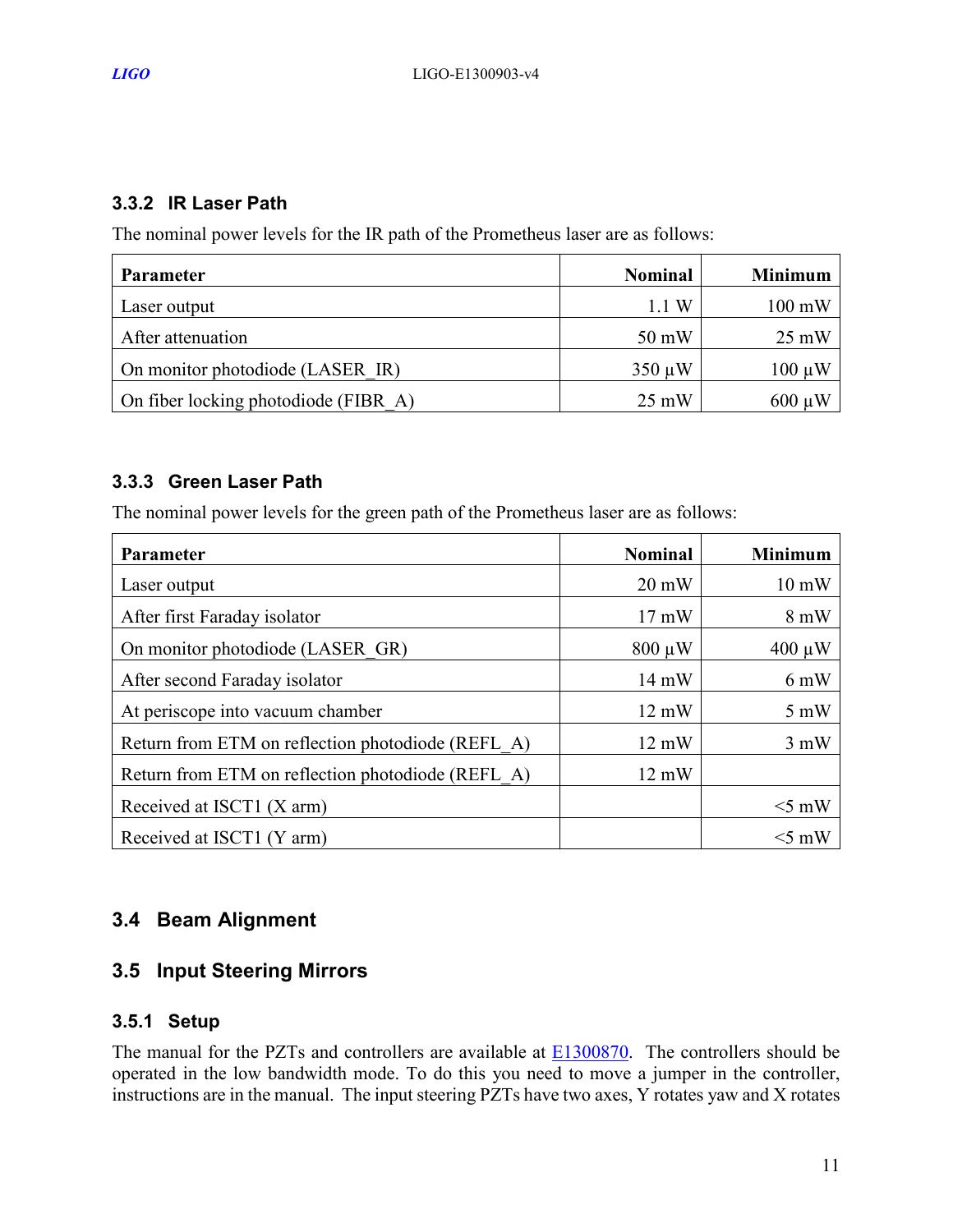### 3.3.2 IR Laser Path

The nominal power levels for the IR path of the Prometheus laser are as follows:

| Parameter | Nominal | Minimum |
|---|---:|---:|
| Laser output | 1.1 W | 100 mW |
| After attenuation | 50 mW | 25 mW |
| On monitor photodiode (LASER_IR) | 350 µW | 100 µW |
| On fiber locking photodiode (FIBR_A) | 25 mW | 600 µW |

### 3.3.3 Green Laser Path

The nominal power levels for the green path of the Prometheus laser are as follows:

| Parameter | Nominal | Minimum |
|---|---:|---:|
| Laser output | 20 mW | 10 mW |
| After first Faraday isolator | 17 mW | 8 mW |
| On monitor photodiode (LASER_GR) | 800 µW | 400 µW |
| After second Faraday isolator | 14 mW | 6 mW |
| At periscope into vacuum chamber | 12 mW | 5 mW |
| Return from ETM on reflection photodiode (REFL_A) | 12 mW | 3 mW |
| Return from ETM on reflection photodiode (REFL_A) | 12 mW | |
| Received at ISCT1 (X arm) | | <5 mW |
| Received at ISCT1 (Y arm) | | <5 mW |

## 3.4 Beam Alignment

## 3.5 Input Steering Mirrors

### 3.5.1 Setup

The manual for the PZTs and controllers are available at E1300870. The controllers should be operated in the low bandwidth mode. To do this you need to move a jumper in the controller, instructions are in the manual. The input steering PZTs have two axes, Y rotates yaw and X rotates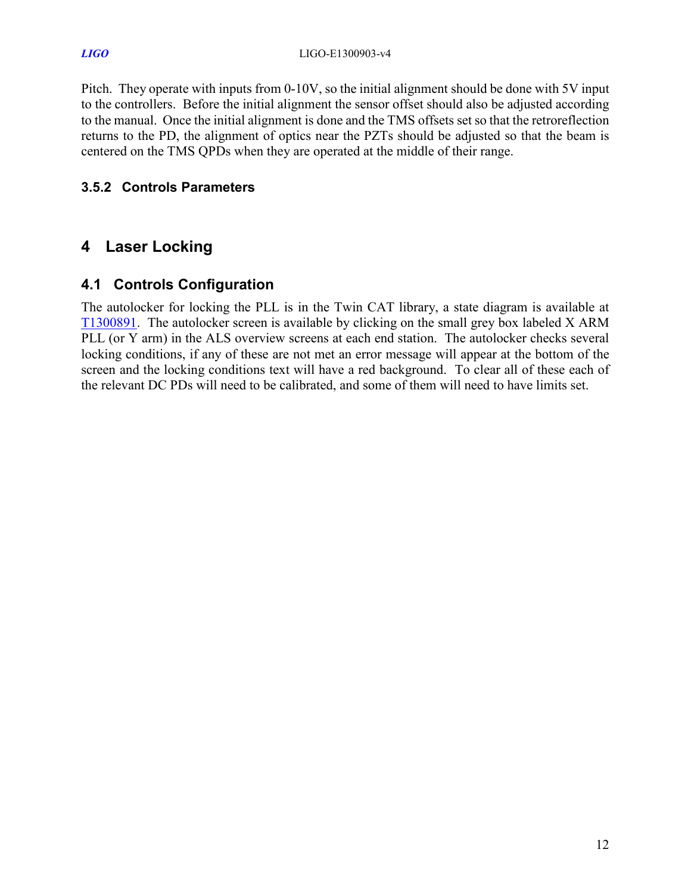Pitch. They operate with inputs from 0-10V, so the initial alignment should be done with 5V input to the controllers. Before the initial alignment the sensor offset should also be adjusted according to the manual. Once the initial alignment is done and the TMS offsets set so that the retroreflection returns to the PD, the alignment of optics near the PZTs should be adjusted so that the beam is centered on the TMS QPDs when they are operated at the middle of their range.

### 3.5.2 Controls Parameters

# 4 Laser Locking

## 4.1 Controls Configuration

The autolocker for locking the PLL is in the Twin CAT library, a state diagram is available at T1300891. The autolocker screen is available by clicking on the small grey box labeled X ARM PLL (or Y arm) in the ALS overview screens at each end station. The autolocker checks several locking conditions, if any of these are not met an error message will appear at the bottom of the screen and the locking conditions text will have a red background. To clear all of these each of the relevant DC PDs will need to be calibrated, and some of them will need to have limits set.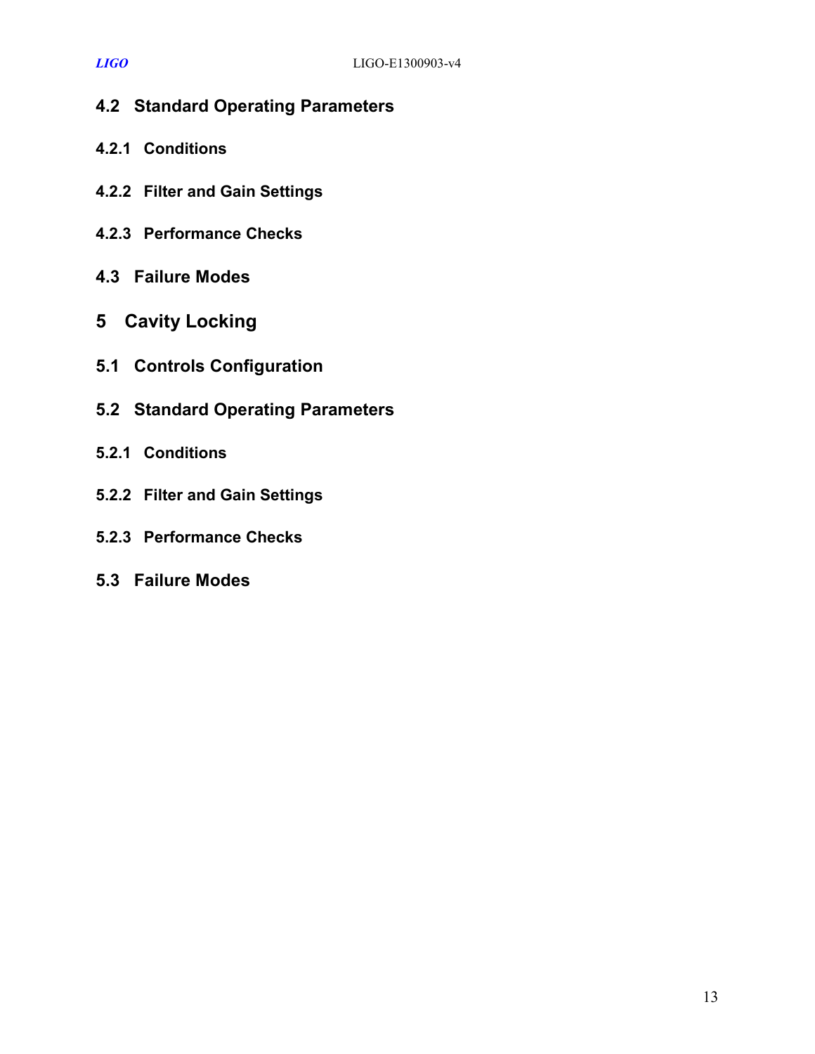## 4.2 Standard Operating Parameters

### 4.2.1 Conditions

### 4.2.2 Filter and Gain Settings

### 4.2.3 Performance Checks

## 4.3 Failure Modes

# 5 Cavity Locking

## 5.1 Controls Configuration

## 5.2 Standard Operating Parameters

### 5.2.1 Conditions

### 5.2.2 Filter and Gain Settings

### 5.2.3 Performance Checks

## 5.3 Failure Modes